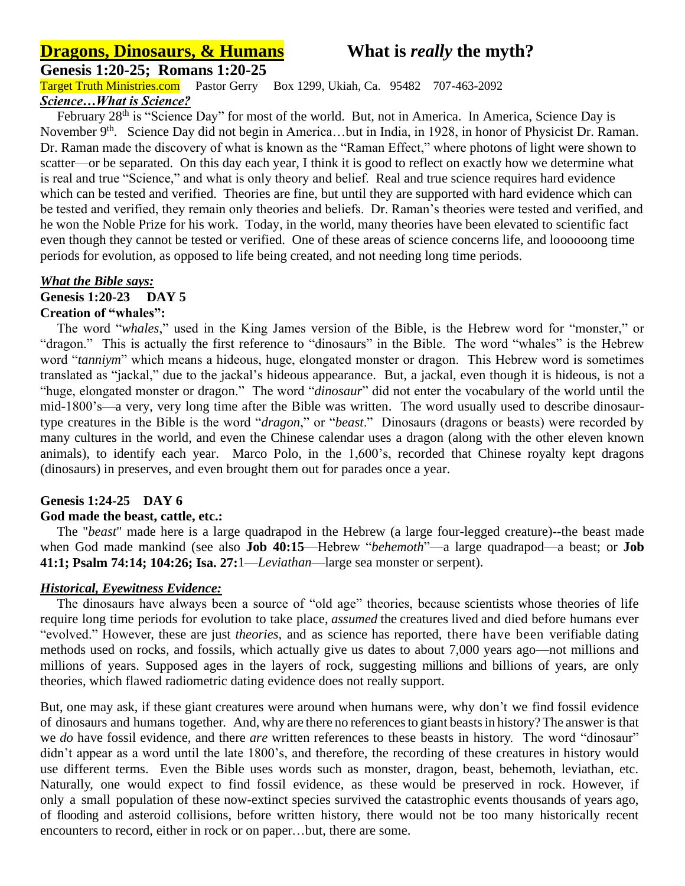# Dragons, Dinosaurs, & Humans — What is *really* the myth?

**Genesis 1:20-25; Romans 1:20-25**

Target Truth Ministries.com  Pastor Gerry  Box 1299, Ukiah, Ca. 95482  707-463-2092

***Science…What is Science?***

February 28th is "Science Day" for most of the world. But, not in America. In America, Science Day is November 9th. Science Day did not begin in America…but in India, in 1928, in honor of Physicist Dr. Raman. Dr. Raman made the discovery of what is known as the "Raman Effect," where photons of light were shown to scatter—or be separated. On this day each year, I think it is good to reflect on exactly how we determine what is real and true "Science," and what is only theory and belief. Real and true science requires hard evidence which can be tested and verified. Theories are fine, but until they are supported with hard evidence which can be tested and verified, they remain only theories and beliefs. Dr. Raman's theories were tested and verified, and he won the Noble Prize for his work. Today, in the world, many theories have been elevated to scientific fact even though they cannot be tested or verified. One of these areas of science concerns life, and loooooong time periods for evolution, as opposed to life being created, and not needing long time periods.

***What the Bible says:***

**Genesis 1:20-23 DAY 5**

**Creation of "whales":**

The word "*whales*," used in the King James version of the Bible, is the Hebrew word for "monster," or "dragon." This is actually the first reference to "dinosaurs" in the Bible. The word "whales" is the Hebrew word "*tanniym*" which means a hideous, huge, elongated monster or dragon. This Hebrew word is sometimes translated as "jackal," due to the jackal's hideous appearance. But, a jackal, even though it is hideous, is not a "huge, elongated monster or dragon." The word "*dinosaur*" did not enter the vocabulary of the world until the mid-1800's—a very, very long time after the Bible was written. The word usually used to describe dinosaur-type creatures in the Bible is the word "*dragon*," or "*beast*." Dinosaurs (dragons or beasts) were recorded by many cultures in the world, and even the Chinese calendar uses a dragon (along with the other eleven known animals), to identify each year. Marco Polo, in the 1,600's, recorded that Chinese royalty kept dragons (dinosaurs) in preserves, and even brought them out for parades once a year.

**Genesis 1:24-25 DAY 6**

**God made the beast, cattle, etc.:**

The "*beast*" made here is a large quadrapod in the Hebrew (a large four-legged creature)--the beast made when God made mankind (see also **Job 40:15**—Hebrew "*behemoth*"—a large quadrapod—a beast; or **Job 41:1; Psalm 74:14; 104:26; Isa. 27:**1—*Leviathan*—large sea monster or serpent).

***Historical, Eyewitness Evidence:***

The dinosaurs have always been a source of "old age" theories, because scientists whose theories of life require long time periods for evolution to take place, *assumed* the creatures lived and died before humans ever "evolved." However, these are just *theories*, and as science has reported, there have been verifiable dating methods used on rocks, and fossils, which actually give us dates to about 7,000 years ago—not millions and millions of years. Supposed ages in the layers of rock, suggesting millions and billions of years, are only theories, which flawed radiometric dating evidence does not really support.

But, one may ask, if these giant creatures were around when humans were, why don't we find fossil evidence of dinosaurs and humans together. And, why are there no references to giant beasts in history? The answer is that we *do* have fossil evidence, and there *are* written references to these beasts in history. The word "dinosaur" didn't appear as a word until the late 1800's, and therefore, the recording of these creatures in history would use different terms. Even the Bible uses words such as monster, dragon, beast, behemoth, leviathan, etc. Naturally, one would expect to find fossil evidence, as these would be preserved in rock. However, if only a small population of these now-extinct species survived the catastrophic events thousands of years ago, of flooding and asteroid collisions, before written history, there would not be too many historically recent encounters to record, either in rock or on paper…but, there are some.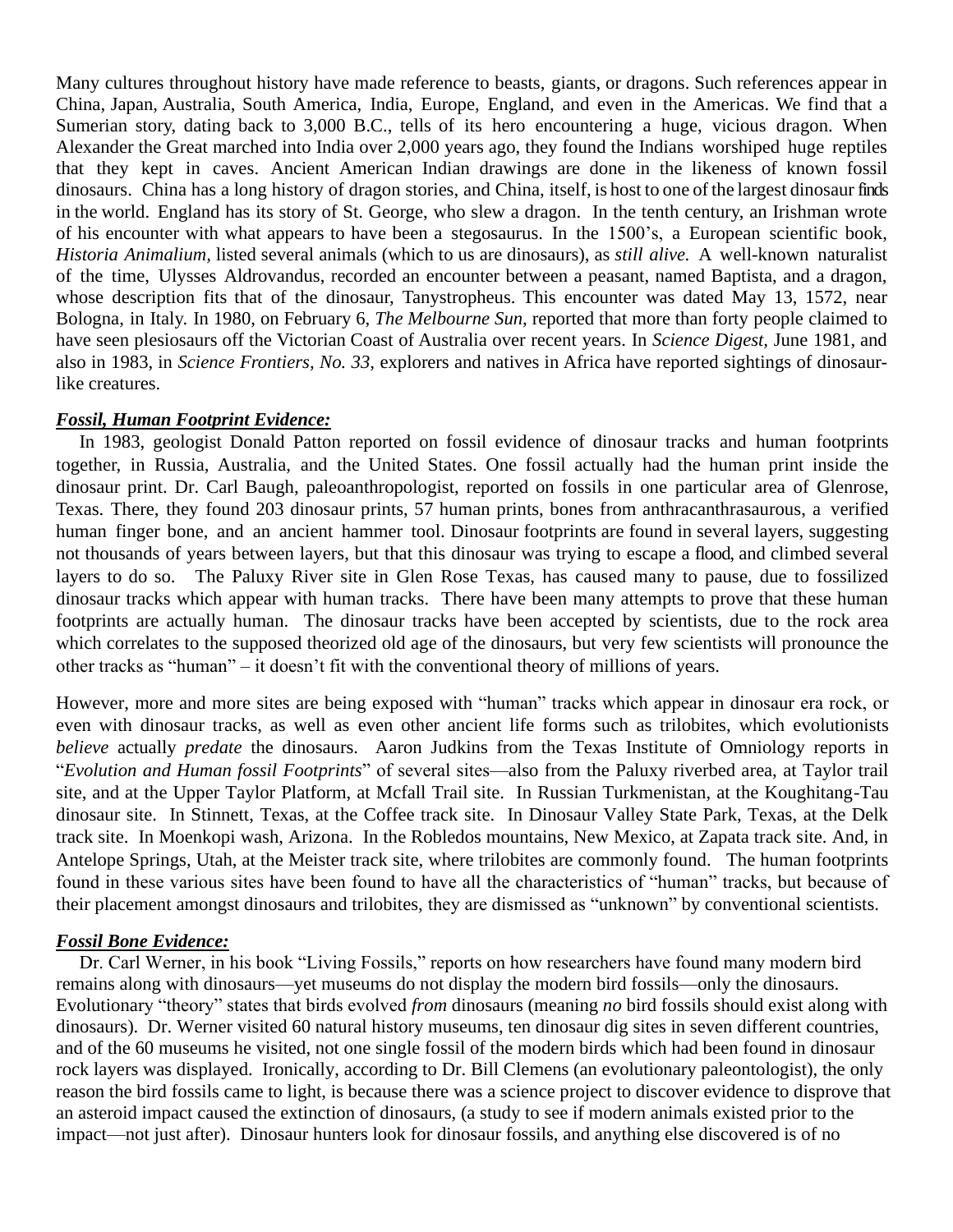Many cultures throughout history have made reference to beasts, giants, or dragons. Such references appear in China, Japan, Australia, South America, India, Europe, England, and even in the Americas. We find that a Sumerian story, dating back to 3,000 B.C., tells of its hero encountering a huge, vicious dragon. When Alexander the Great marched into India over 2,000 years ago, they found the Indians worshiped huge reptiles that they kept in caves. Ancient American Indian drawings are done in the likeness of known fossil dinosaurs. China has a long history of dragon stories, and China, itself, is host to one of the largest dinosaur finds in the world. England has its story of St. George, who slew a dragon. In the tenth century, an Irishman wrote of his encounter with what appears to have been a stegosaurus. In the 1500's, a European scientific book, *Historia Animalium*, listed several animals (which to us are dinosaurs), as *still alive.* A well-known naturalist of the time, Ulysses Aldrovandus, recorded an encounter between a peasant, named Baptista, and a dragon, whose description fits that of the dinosaur, Tanystropheus. This encounter was dated May 13, 1572, near Bologna, in Italy. In 1980, on February 6, *The Melbourne Sun,* reported that more than forty people claimed to have seen plesiosaurs off the Victorian Coast of Australia over recent years. In *Science Digest,* June 1981, and also in 1983, in *Science Frontiers, No. 33,* explorers and natives in Africa have reported sightings of dinosaur-like creatures.

***Fossil, Human Footprint Evidence:***

In 1983, geologist Donald Patton reported on fossil evidence of dinosaur tracks and human footprints together, in Russia, Australia, and the United States. One fossil actually had the human print inside the dinosaur print. Dr. Carl Baugh, paleoanthropologist, reported on fossils in one particular area of Glenrose, Texas. There, they found 203 dinosaur prints, 57 human prints, bones from anthracanthrasaurous, a verified human finger bone, and an ancient hammer tool. Dinosaur footprints are found in several layers, suggesting not thousands of years between layers, but that this dinosaur was trying to escape a flood, and climbed several layers to do so. The Paluxy River site in Glen Rose Texas, has caused many to pause, due to fossilized dinosaur tracks which appear with human tracks. There have been many attempts to prove that these human footprints are actually human. The dinosaur tracks have been accepted by scientists, due to the rock area which correlates to the supposed theorized old age of the dinosaurs, but very few scientists will pronounce the other tracks as "human" – it doesn't fit with the conventional theory of millions of years.

However, more and more sites are being exposed with "human" tracks which appear in dinosaur era rock, or even with dinosaur tracks, as well as even other ancient life forms such as trilobites, which evolutionists *believe* actually *predate* the dinosaurs. Aaron Judkins from the Texas Institute of Omniology reports in "*Evolution and Human fossil Footprints*" of several sites—also from the Paluxy riverbed area, at Taylor trail site, and at the Upper Taylor Platform, at Mcfall Trail site. In Russian Turkmenistan, at the Koughitang-Tau dinosaur site. In Stinnett, Texas, at the Coffee track site. In Dinosaur Valley State Park, Texas, at the Delk track site. In Moenkopi wash, Arizona. In the Robledos mountains, New Mexico, at Zapata track site. And, in Antelope Springs, Utah, at the Meister track site, where trilobites are commonly found. The human footprints found in these various sites have been found to have all the characteristics of "human" tracks, but because of their placement amongst dinosaurs and trilobites, they are dismissed as "unknown" by conventional scientists.

***Fossil Bone Evidence:***

Dr. Carl Werner, in his book "Living Fossils," reports on how researchers have found many modern bird remains along with dinosaurs—yet museums do not display the modern bird fossils—only the dinosaurs. Evolutionary "theory" states that birds evolved *from* dinosaurs (meaning *no* bird fossils should exist along with dinosaurs). Dr. Werner visited 60 natural history museums, ten dinosaur dig sites in seven different countries, and of the 60 museums he visited, not one single fossil of the modern birds which had been found in dinosaur rock layers was displayed. Ironically, according to Dr. Bill Clemens (an evolutionary paleontologist), the only reason the bird fossils came to light, is because there was a science project to discover evidence to disprove that an asteroid impact caused the extinction of dinosaurs, (a study to see if modern animals existed prior to the impact—not just after). Dinosaur hunters look for dinosaur fossils, and anything else discovered is of no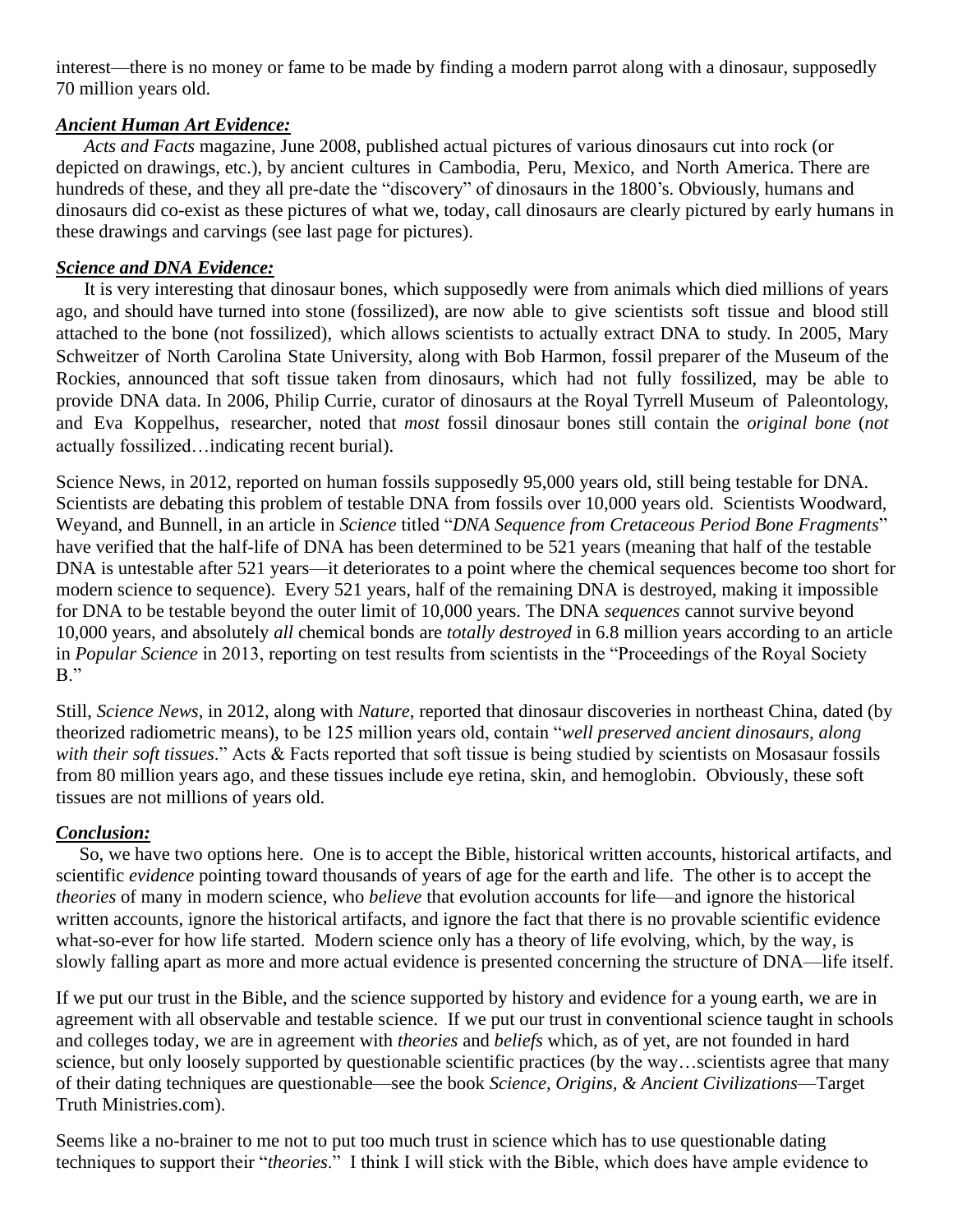interest—there is no money or fame to be made by finding a modern parrot along with a dinosaur, supposedly 70 million years old.

***Ancient Human Art Evidence:***

*Acts and Facts* magazine, June 2008, published actual pictures of various dinosaurs cut into rock (or depicted on drawings, etc.), by ancient cultures in Cambodia, Peru, Mexico, and North America. There are hundreds of these, and they all pre-date the "discovery" of dinosaurs in the 1800's. Obviously, humans and dinosaurs did co-exist as these pictures of what we, today, call dinosaurs are clearly pictured by early humans in these drawings and carvings (see last page for pictures).

***Science and DNA Evidence:***

It is very interesting that dinosaur bones, which supposedly were from animals which died millions of years ago, and should have turned into stone (fossilized), are now able to give scientists soft tissue and blood still attached to the bone (not fossilized), which allows scientists to actually extract DNA to study. In 2005, Mary Schweitzer of North Carolina State University, along with Bob Harmon, fossil preparer of the Museum of the Rockies, announced that soft tissue taken from dinosaurs, which had not fully fossilized, may be able to provide DNA data. In 2006, Philip Currie, curator of dinosaurs at the Royal Tyrrell Museum of Paleontology, and Eva Koppelhus, researcher, noted that *most* fossil dinosaur bones still contain the *original bone* (*not* actually fossilized…indicating recent burial).

Science News, in 2012, reported on human fossils supposedly 95,000 years old, still being testable for DNA. Scientists are debating this problem of testable DNA from fossils over 10,000 years old. Scientists Woodward, Weyand, and Bunnell, in an article in *Science* titled "*DNA Sequence from Cretaceous Period Bone Fragments*" have verified that the half-life of DNA has been determined to be 521 years (meaning that half of the testable DNA is untestable after 521 years—it deteriorates to a point where the chemical sequences become too short for modern science to sequence). Every 521 years, half of the remaining DNA is destroyed, making it impossible for DNA to be testable beyond the outer limit of 10,000 years. The DNA *sequences* cannot survive beyond 10,000 years, and absolutely *all* chemical bonds are *totally destroyed* in 6.8 million years according to an article in *Popular Science* in 2013, reporting on test results from scientists in the "Proceedings of the Royal Society B."

Still, *Science News*, in 2012, along with *Nature*, reported that dinosaur discoveries in northeast China, dated (by theorized radiometric means), to be 125 million years old, contain "*well preserved ancient dinosaurs, along with their soft tissues*." Acts & Facts reported that soft tissue is being studied by scientists on Mosasaur fossils from 80 million years ago, and these tissues include eye retina, skin, and hemoglobin. Obviously, these soft tissues are not millions of years old.

***Conclusion:***

So, we have two options here. One is to accept the Bible, historical written accounts, historical artifacts, and scientific *evidence* pointing toward thousands of years of age for the earth and life. The other is to accept the *theories* of many in modern science, who *believe* that evolution accounts for life—and ignore the historical written accounts, ignore the historical artifacts, and ignore the fact that there is no provable scientific evidence what-so-ever for how life started. Modern science only has a theory of life evolving, which, by the way, is slowly falling apart as more and more actual evidence is presented concerning the structure of DNA—life itself.

If we put our trust in the Bible, and the science supported by history and evidence for a young earth, we are in agreement with all observable and testable science. If we put our trust in conventional science taught in schools and colleges today, we are in agreement with *theories* and *beliefs* which, as of yet, are not founded in hard science, but only loosely supported by questionable scientific practices (by the way…scientists agree that many of their dating techniques are questionable—see the book *Science, Origins, & Ancient Civilizations*—Target Truth Ministries.com).

Seems like a no-brainer to me not to put too much trust in science which has to use questionable dating techniques to support their "*theories*." I think I will stick with the Bible, which does have ample evidence to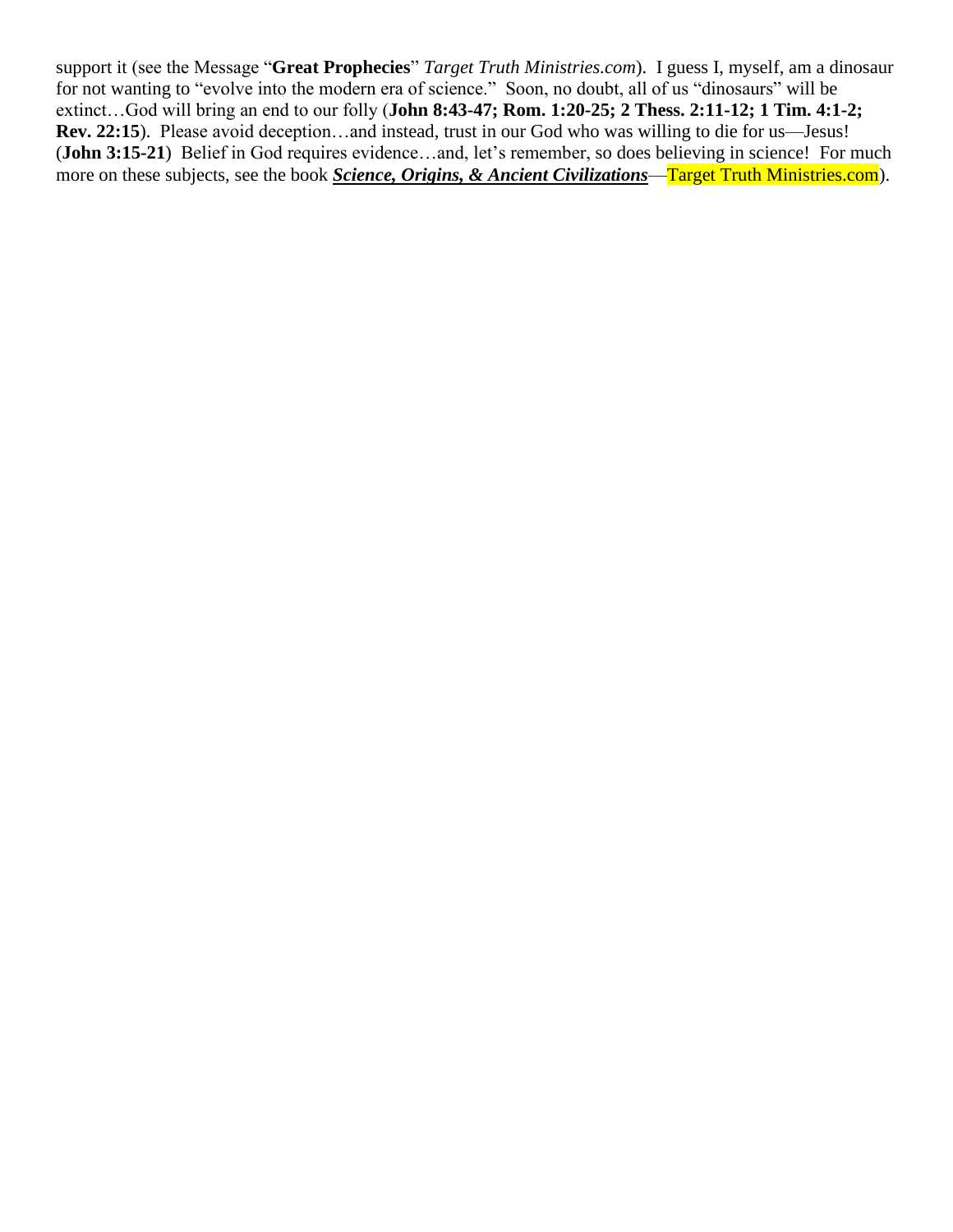support it (see the Message "**Great Prophecies**" *Target Truth Ministries.com*). I guess I, myself, am a dinosaur for not wanting to "evolve into the modern era of science." Soon, no doubt, all of us "dinosaurs" will be extinct…God will bring an end to our folly (**John 8:43-47; Rom. 1:20-25; 2 Thess. 2:11-12; 1 Tim. 4:1-2; Rev. 22:15**). Please avoid deception…and instead, trust in our God who was willing to die for us—Jesus! (**John 3:15-21**) Belief in God requires evidence…and, let's remember, so does believing in science! For much more on these subjects, see the book ***<u>Science, Origins, & Ancient Civilizations</u>***—Target Truth Ministries.com).